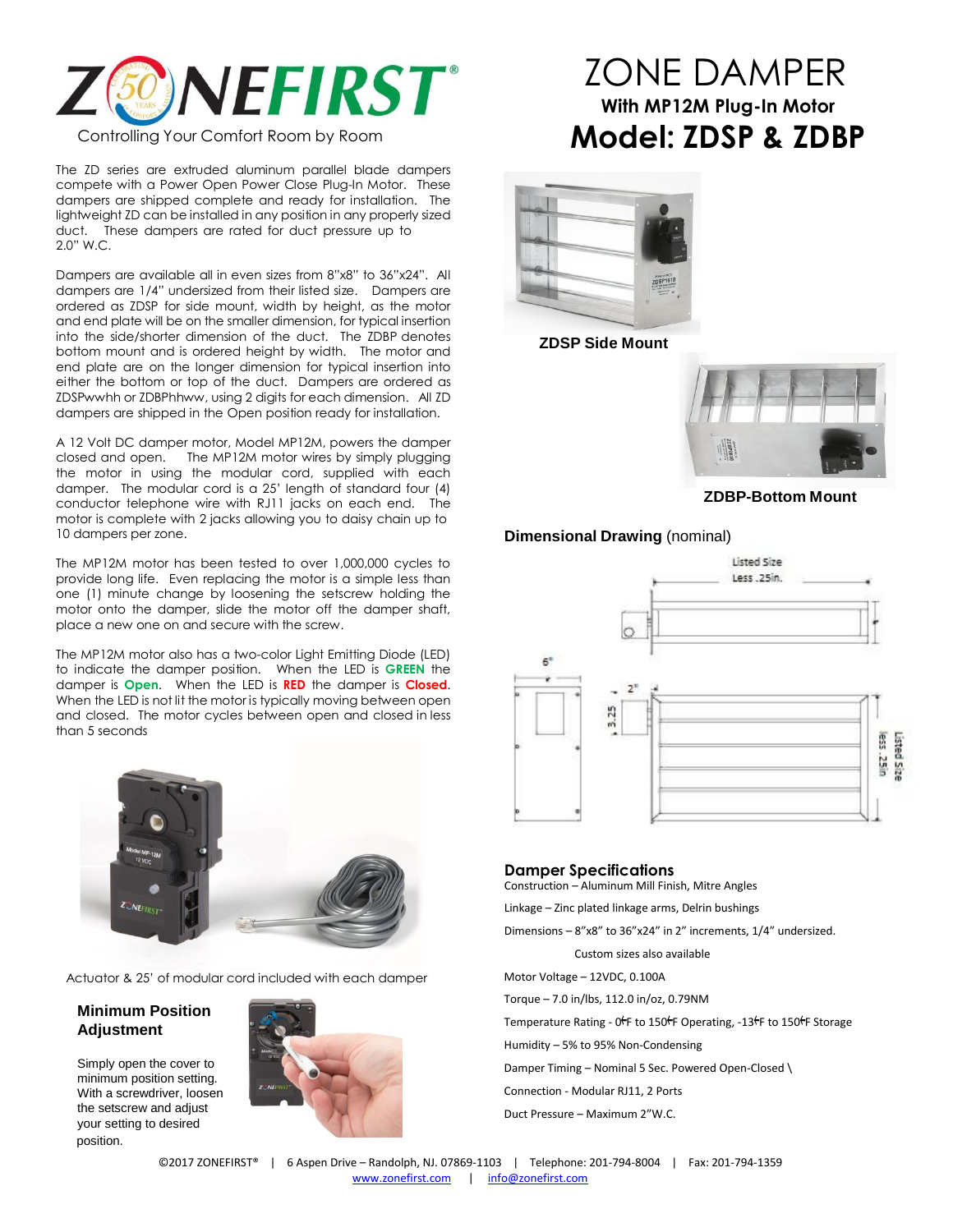# ZONEFIRST®

Controlling Your Comfort Room by Room

# ZONE DAMPER

**With MP12M Plug-In Motor**

# Model: ZDSP & ZDBP

The ZD series are extruded aluminum parallel blade dampers compete with a Power Open Power Close Plug-In Motor. These dampers are shipped complete and ready for installation. The lightweight ZD can be installed in any position in any properly sized duct. These dampers are rated for duct pressure up to 2.0" W.C.

Dampers are available all in even sizes from 8"x8" to 36"x24". All dampers are 1/4" undersized from their listed size. Dampers are ordered as ZDSP for side mount, width by height, as the motor and end plate will be on the smaller dimension, for typical insertion into the side/shorter dimension of the duct. The ZDBP denotes bottom mount and is ordered height by width. The motor and end plate are on the longer dimension for typical insertion into either the bottom or top of the duct. Dampers are ordered as ZDSPwwhh or ZDBPhhww, using 2 digits for each dimension. All ZD dampers are shipped in the Open position ready for installation.

A 12 Volt DC damper motor, Model MP12M, powers the damper closed and open. The MP12M motor wires by simply plugging the motor in using the modular cord, supplied with each damper. The modular cord is a 25' length of standard four (4) conductor telephone wire with RJ11 jacks on each end. The motor is complete with 2 jacks allowing you to daisy chain up to 10 dampers per zone.

The MP12M motor has been tested to over 1,000,000 cycles to provide long life. Even replacing the motor is a simple less than one (1) minute change by loosening the setscrew holding the motor onto the damper, slide the motor off the damper shaft, place a new one on and secure with the screw.

The MP12M motor also has a two-color Light Emitting Diode (LED) to indicate the damper position. When the LED is **GREEN** the damper is **Open**. When the LED is **RED** the damper is **Closed**. When the LED is not lit the motor is typically moving between open and closed. The motor cycles between open and closed in less than 5 seconds

Actuator & 25' of modular cord included with each damper

### Minimum Position Adjustment

Simply open the cover to minimum position setting. With a screwdriver, loosen the setscrew and adjust your setting to desired position.

**ZDSP Side Mount**

**ZDBP-Bottom Mount**

### Dimensional Drawing (nominal)

Listed Size Less .25in.

6"

2"

3.25

Listed Size less .25in

### Damper Specifications

Construction – Aluminum Mill Finish, Mitre Angles

Linkage – Zinc plated linkage arms, Delrin bushings

Dimensions – 8"x8" to 36"x24" in 2" increments, 1/4" undersized.

Custom sizes also available

Motor Voltage – 12VDC, 0.100A

Torque – 7.0 in/lbs, 112.0 in/oz, 0.79NM

Temperature Rating - 0°F to 150°F Operating, -13°F to 150°F Storage

Humidity – 5% to 95% Non-Condensing

Damper Timing – Nominal 5 Sec. Powered Open-Closed \

Connection - Modular RJ11, 2 Ports

Duct Pressure – Maximum 2"W.C.

©2017 ZONEFIRST® | 6 Aspen Drive – Randolph, NJ. 07869-1103 | Telephone: 201-794-8004 | Fax: 201-794-1359
www.zonefirst.com | info@zonefirst.com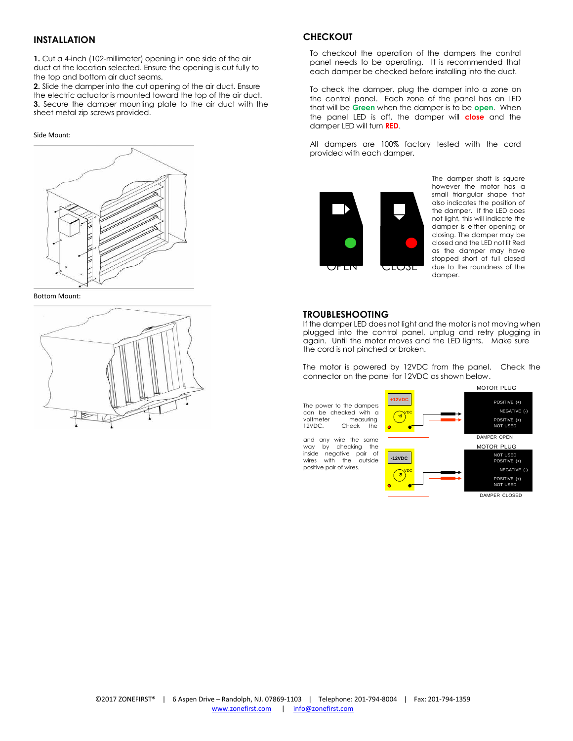## INSTALLATION

**1.** Cut a 4-inch (102-millimeter) opening in one side of the air duct at the location selected. Ensure the opening is cut fully to the top and bottom air duct seams.
**2.** Slide the damper into the cut opening of the air duct. Ensure the electric actuator is mounted toward the top of the air duct.
**3.** Secure the damper mounting plate to the air duct with the sheet metal zip screws provided.

Side Mount:

Bottom Mount:

## CHECKOUT

To checkout the operation of the dampers the control panel needs to be operating. It is recommended that each damper be checked before installing into the duct.

To check the damper, plug the damper into a zone on the control panel. Each zone of the panel has an LED that will be **Green** when the damper is to be **open**. When the panel LED is off, the damper will **close** and the damper LED will turn **RED**.

All dampers are 100% factory tested with the cord provided with each damper.

OPEN

CLOSE

The damper shaft is square however the motor has a small triangular shape that also indicates the position of the damper. If the LED does not light, this will indicate the damper is either opening or closing. The damper may be closed and the LED not lit Red as the damper may have stopped short of full closed due to the roundness of the damper.

## TROUBLESHOOTING

If the damper LED does not light and the motor is not moving when plugged into the control panel, unplug and retry plugging in again. Until the motor moves and the LED lights. Make sure the cord is not pinched or broken.

The motor is powered by 12VDC from the panel. Check the connector on the panel for 12VDC as shown below.

The power to the dampers can be checked with a voltmeter measuring 12VDC. Check the and any wire the same way by checking the inside negative pair of wires with the outside positive pair of wires.

+12VDC

VDC

MOTOR PLUG

POSITIVE (+)

NEGATIVE (-)

POSITIVE (+)

NOT USED

DAMPER OPEN

-12VDC

VDC

MOTOR PLUG

NOT USED

POSITIVE (+)

NEGATIVE (-)

POSITIVE (+)

NOT USED

DAMPER CLOSED

©2017 ZONEFIRST® | 6 Aspen Drive – Randolph, NJ. 07869-1103 | Telephone: 201-794-8004 | Fax: 201-794-1359
www.zonefirst.com | info@zonefirst.com